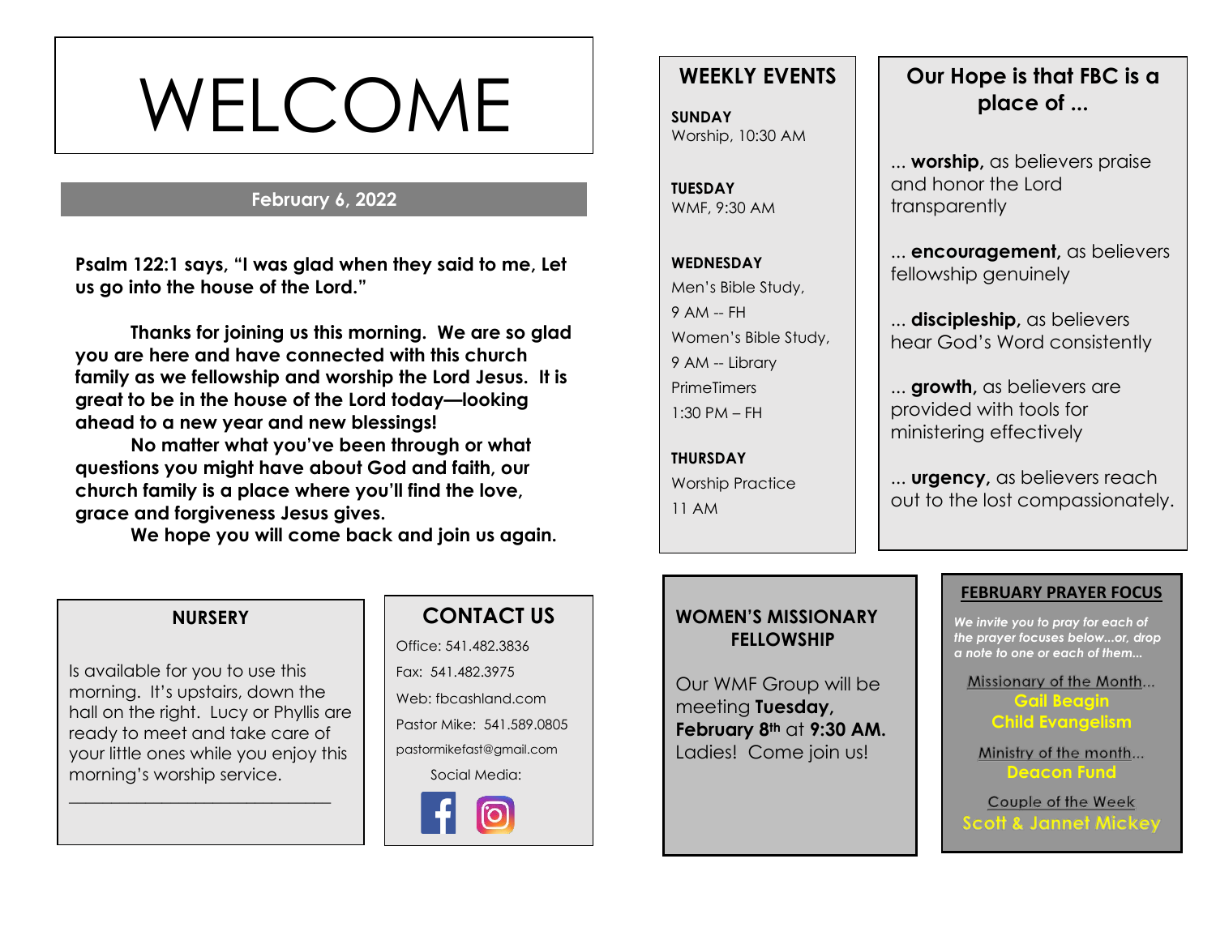# WELCOME

**February 6, 2022**

**Psalm 122:1 says, "I was glad when they said to me, Let us go into the house of the Lord."**

**Thanks for joining us this morning. We are so glad you are here and have connected with this church family as we fellowship and worship the Lord Jesus. It is great to be in the house of the Lord today—looking ahead to a new year and new blessings!**

**No matter what you've been through or what questions you might have about God and faith, our church family is a place where you'll find the love, grace and forgiveness Jesus gives.**

**We hope you will come back and join us again.**

## NURSERY

Is available for you to use this morning. It's upstairs, down the hall on the right. Lucy or Phyllis are ready to meet and take care of your little ones while you enjoy this morning's worship service.

______________________________

## CONTACT US

Office: 541.482.3836

Fax: 541.482.3975

Web: fbcashland.com

Pastor Mike: 541.589.0805

pastormikefast@gmail.com

Social Media:

## WEEKLY EVENTS

**SUNDAY**
Worship, 10:30 AM

**TUESDAY**
WMF, 9:30 AM

**WEDNESDAY**
Men's Bible Study,
9 AM -- FH
Women's Bible Study,
9 AM -- Library
PrimeTimers
1:30 PM – FH

**THURSDAY**
Worship Practice
11 AM

## Our Hope is that FBC is a place of ...

... **worship,** as believers praise and honor the Lord transparently

... **encouragement,** as believers fellowship genuinely

... **discipleship,** as believers hear God's Word consistently

... **growth,** as believers are provided with tools for ministering effectively

... **urgency,** as believers reach out to the lost compassionately.

## WOMEN'S MISSIONARY FELLOWSHIP

Our WMF Group will be meeting **Tuesday, February 8th** at **9:30 AM.** Ladies! Come join us!

## FEBRUARY PRAYER FOCUS

*We invite you to pray for each of the prayer focuses below...or, drop a note to one or each of them...*

Missionary of the Month...
**Gail Beagin**
**Child Evangelism**

Ministry of the month...
**Deacon Fund**

Couple of the Week
**Scott & Jannet Mickey**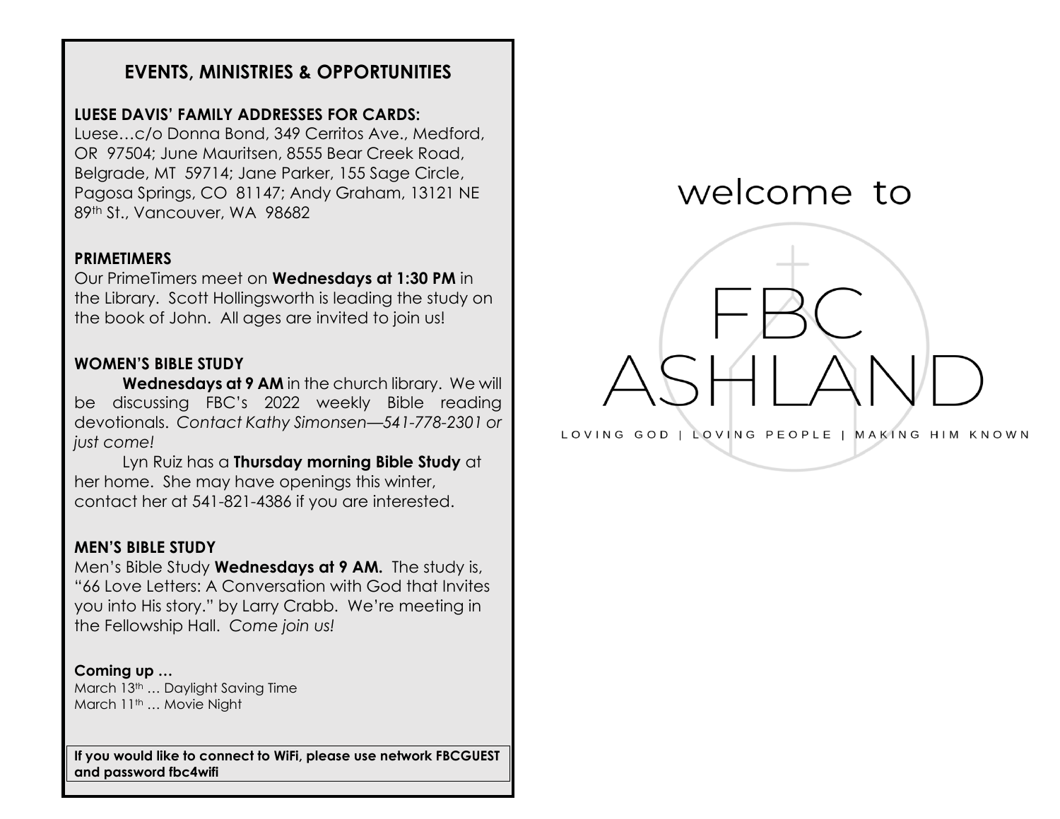## EVENTS, MINISTRIES & OPPORTUNITIES

**LUESE DAVIS' FAMILY ADDRESSES FOR CARDS:**
Luese…c/o Donna Bond, 349 Cerritos Ave., Medford, OR 97504; June Mauritsen, 8555 Bear Creek Road, Belgrade, MT 59714; Jane Parker, 155 Sage Circle, Pagosa Springs, CO 81147; Andy Graham, 13121 NE 89th St., Vancouver, WA 98682

**PRIMETIMERS**
Our PrimeTimers meet on **Wednesdays at 1:30 PM** in the Library. Scott Hollingsworth is leading the study on the book of John. All ages are invited to join us!

**WOMEN'S BIBLE STUDY**
**Wednesdays at 9 AM** in the church library. We will be discussing FBC's 2022 weekly Bible reading devotionals. *Contact Kathy Simonsen—541-778-2301 or just come!*

Lyn Ruiz has a **Thursday morning Bible Study** at her home. She may have openings this winter, contact her at 541-821-4386 if you are interested.

**MEN'S BIBLE STUDY**
Men's Bible Study **Wednesdays at 9 AM.** The study is, "66 Love Letters: A Conversation with God that Invites you into His story." by Larry Crabb. We're meeting in the Fellowship Hall. *Come join us!*

**Coming up …**
March 13th … Daylight Saving Time
March 11th … Movie Night

**If you would like to connect to WiFi, please use network FBCGUEST and password fbc4wifi**

welcome to

# FBC ASHLAND

LOVING GOD | LOVING PEOPLE | MAKING HIM KNOWN